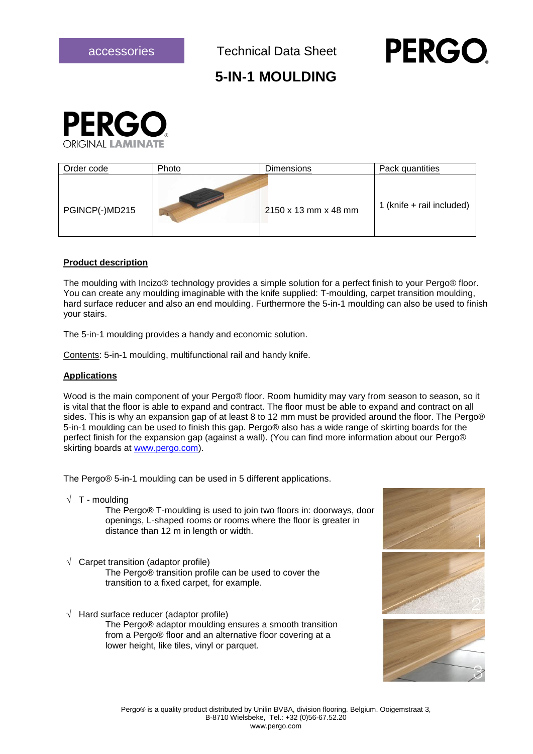accessories

Technical Data Sheet

# 5-IN-1 MOULDING

PERGO ORIGINAL LAMINATE

| Order code | Photo | Dimensions | Pack quantities |
| --- | --- | --- | --- |
| PGINCP(-)MD215 | | 2150 x 13 mm x 48 mm | 1 (knife + rail included) |

## Product description

The moulding with Incizo® technology provides a simple solution for a perfect finish to your Pergo® floor. You can create any moulding imaginable with the knife supplied: T-moulding, carpet transition moulding, hard surface reducer and also an end moulding. Furthermore the 5-in-1 moulding can also be used to finish your stairs.

The 5-in-1 moulding provides a handy and economic solution.

Contents: 5-in-1 moulding, multifunctional rail and handy knife.

## Applications

Wood is the main component of your Pergo® floor. Room humidity may vary from season to season, so it is vital that the floor is able to expand and contract. The floor must be able to expand and contract on all sides. This is why an expansion gap of at least 8 to 12 mm must be provided around the floor. The Pergo® 5-in-1 moulding can be used to finish this gap. Pergo® also has a wide range of skirting boards for the perfect finish for the expansion gap (against a wall). (You can find more information about our Pergo® skirting boards at www.pergo.com).

The Pergo® 5-in-1 moulding can be used in 5 different applications.

- √ T - moulding
  The Pergo® T-moulding is used to join two floors in: doorways, door openings, L-shaped rooms or rooms where the floor is greater in distance than 12 m in length or width.

- √ Carpet transition (adaptor profile)
  The Pergo® transition profile can be used to cover the transition to a fixed carpet, for example.

- √ Hard surface reducer (adaptor profile)
  The Pergo® adaptor moulding ensures a smooth transition from a Pergo® floor and an alternative floor covering at a lower height, like tiles, vinyl or parquet.

Pergo® is a quality product distributed by Unilin BVBA, division flooring. Belgium. Ooigemstraat 3, B-8710 Wielsbeke, Tel.: +32 (0)56-67.52.20
www.pergo.com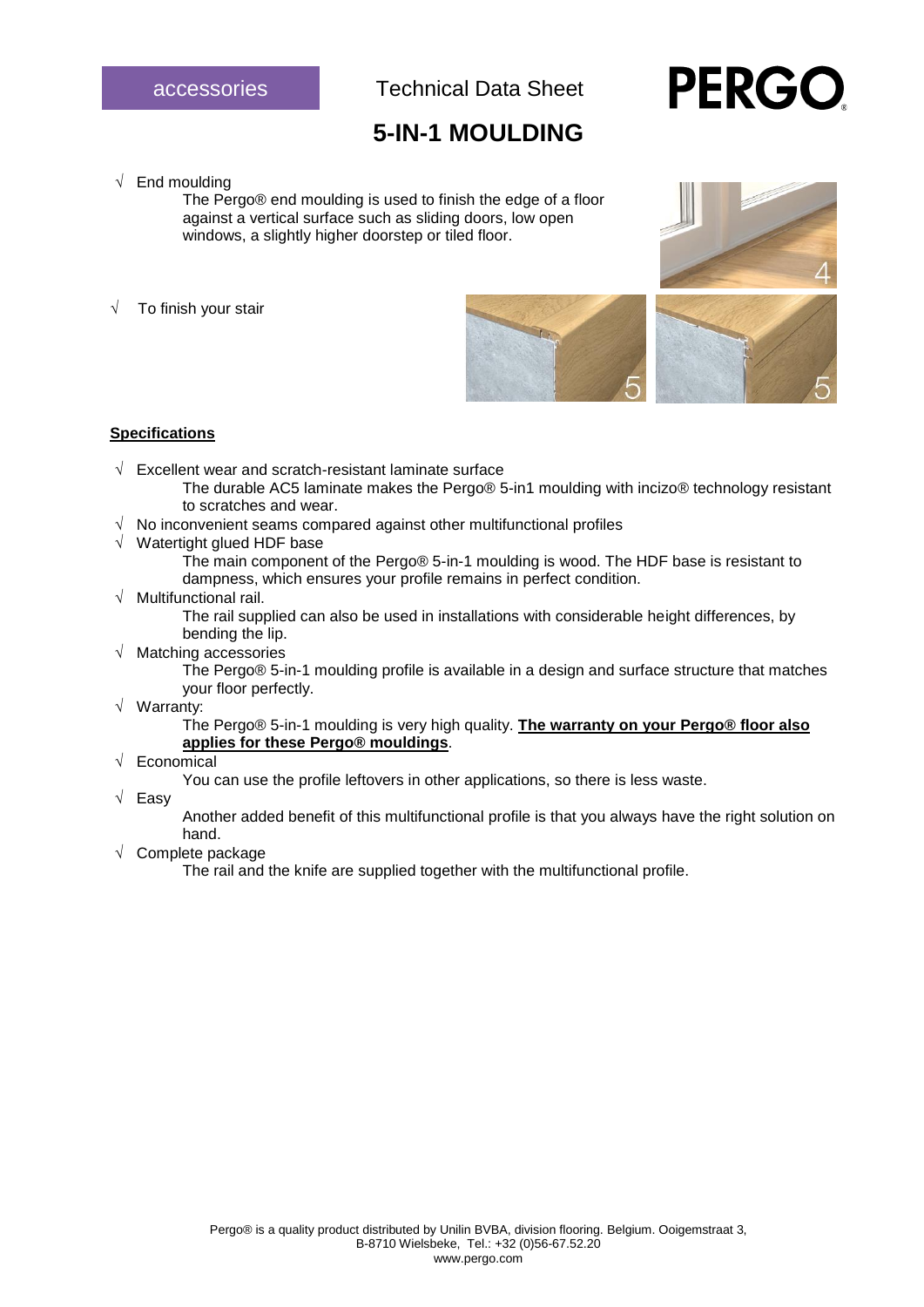accessories

Technical Data Sheet

PERGO

# 5-IN-1 MOULDING

- √ End moulding

  The Pergo® end moulding is used to finish the edge of a floor against a vertical surface such as sliding doors, low open windows, a slightly higher doorstep or tiled floor.

- √ To finish your stair

## Specifications

- √ Excellent wear and scratch-resistant laminate surface

  The durable AC5 laminate makes the Pergo® 5-in1 moulding with incizo® technology resistant to scratches and wear.

- √ No inconvenient seams compared against other multifunctional profiles
- √ Watertight glued HDF base

  The main component of the Pergo® 5-in-1 moulding is wood. The HDF base is resistant to dampness, which ensures your profile remains in perfect condition.

- √ Multifunctional rail.

  The rail supplied can also be used in installations with considerable height differences, by bending the lip.

- √ Matching accessories

  The Pergo® 5-in-1 moulding profile is available in a design and surface structure that matches your floor perfectly.

- √ Warranty:

  The Pergo® 5-in-1 moulding is very high quality. **The warranty on your Pergo® floor also applies for these Pergo® mouldings**.

- √ Economical

  You can use the profile leftovers in other applications, so there is less waste.

- √ Easy

  Another added benefit of this multifunctional profile is that you always have the right solution on hand.

- √ Complete package

  The rail and the knife are supplied together with the multifunctional profile.

Pergo® is a quality product distributed by Unilin BVBA, division flooring. Belgium. Ooigemstraat 3, B-8710 Wielsbeke, Tel.: +32 (0)56-67.52.20
www.pergo.com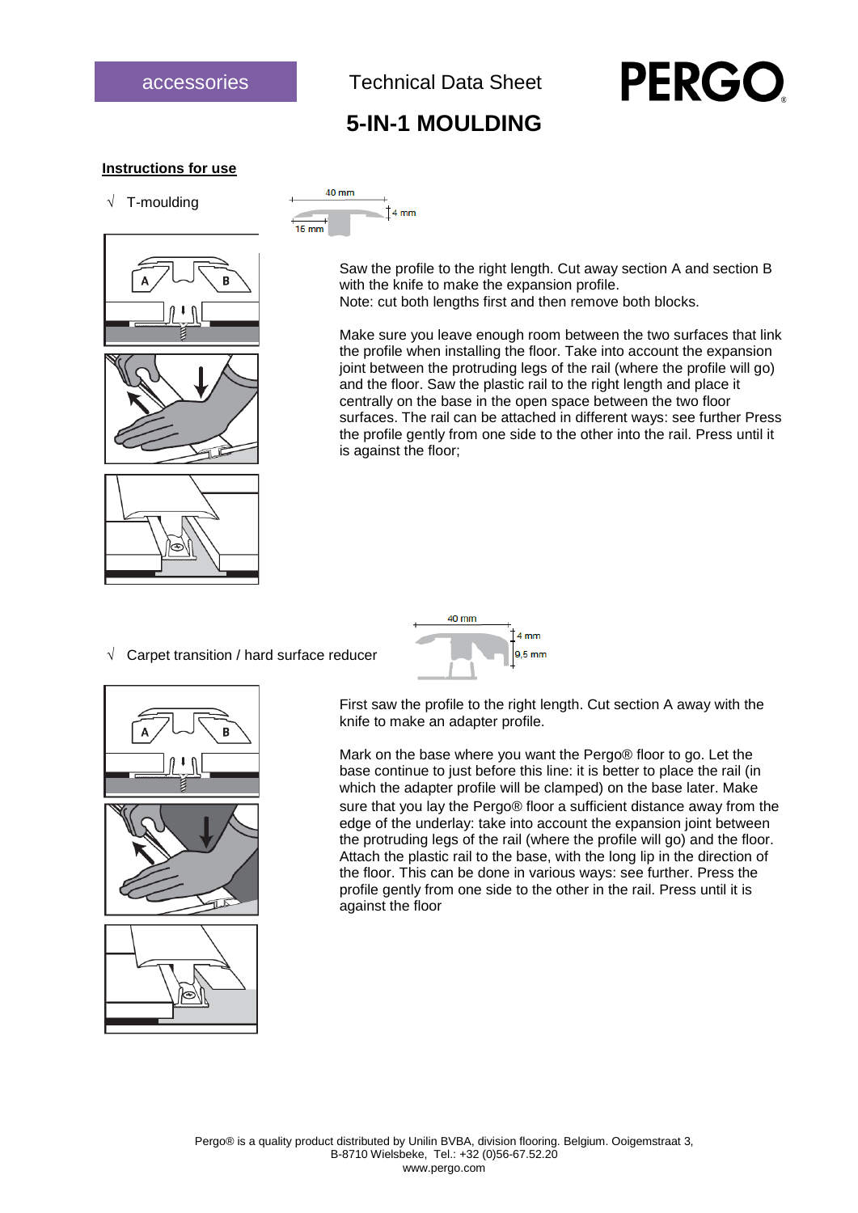accessories

Technical Data Sheet

# 5-IN-1 MOULDING

**Instructions for use**

√ T-moulding

40 mm

4 mm

15 mm

Saw the profile to the right length. Cut away section A and section B with the knife to make the expansion profile.
Note: cut both lengths first and then remove both blocks.

Make sure you leave enough room between the two surfaces that link the profile when installing the floor. Take into account the expansion joint between the protruding legs of the rail (where the profile will go) and the floor. Saw the plastic rail to the right length and place it centrally on the base in the open space between the two floor surfaces. The rail can be attached in different ways: see further Press the profile gently from one side to the other into the rail. Press until it is against the floor;

√ Carpet transition / hard surface reducer

40 mm

4 mm

9,5 mm

First saw the profile to the right length. Cut section A away with the knife to make an adapter profile.

Mark on the base where you want the Pergo® floor to go. Let the base continue to just before this line: it is better to place the rail (in which the adapter profile will be clamped) on the base later. Make sure that you lay the Pergo® floor a sufficient distance away from the edge of the underlay: take into account the expansion joint between the protruding legs of the rail (where the profile will go) and the floor. Attach the plastic rail to the base, with the long lip in the direction of the floor. This can be done in various ways: see further. Press the profile gently from one side to the other in the rail. Press until it is against the floor

Pergo® is a quality product distributed by Unilin BVBA, division flooring. Belgium. Ooigemstraat 3, B-8710 Wielsbeke, Tel.: +32 (0)56-67.52.20
www.pergo.com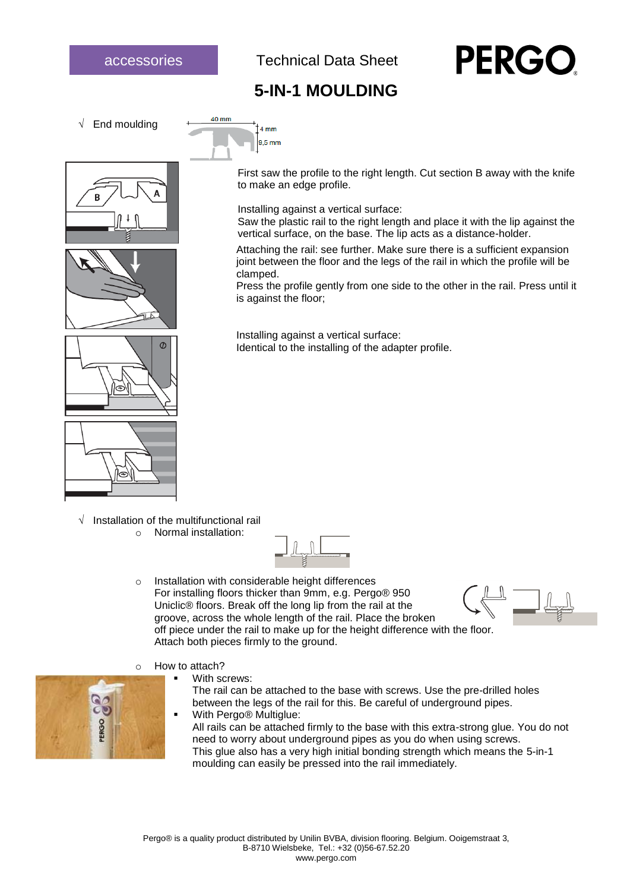accessories

Technical Data Sheet

PERGO

# 5-IN-1 MOULDING

√ End moulding

40 mm | 4 mm | 8,5 mm

First saw the profile to the right length. Cut section B away with the knife to make an edge profile.

Installing against a vertical surface:
Saw the plastic rail to the right length and place it with the lip against the vertical surface, on the base. The lip acts as a distance-holder.

Attaching the rail: see further. Make sure there is a sufficient expansion joint between the floor and the legs of the rail in which the profile will be clamped.
Press the profile gently from one side to the other in the rail. Press until it is against the floor;

Installing against a vertical surface:
Identical to the installing of the adapter profile.

√ Installation of the multifunctional rail

- Normal installation:
- Installation with considerable height differences
  For installing floors thicker than 9mm, e.g. Pergo® 950 Uniclic® floors. Break off the long lip from the rail at the groove, across the whole length of the rail. Place the broken off piece under the rail to make up for the height difference with the floor. Attach both pieces firmly to the ground.
- How to attach?
  - With screws:
    The rail can be attached to the base with screws. Use the pre-drilled holes between the legs of the rail for this. Be careful of underground pipes.
  - With Pergo® Multiglue:
    All rails can be attached firmly to the base with this extra-strong glue. You do not need to worry about underground pipes as you do when using screws.
    This glue also has a very high initial bonding strength which means the 5-in-1 moulding can easily be pressed into the rail immediately.

Pergo® is a quality product distributed by Unilin BVBA, division flooring. Belgium. Ooigemstraat 3, B-8710 Wielsbeke, Tel.: +32 (0)56-67.52.20
www.pergo.com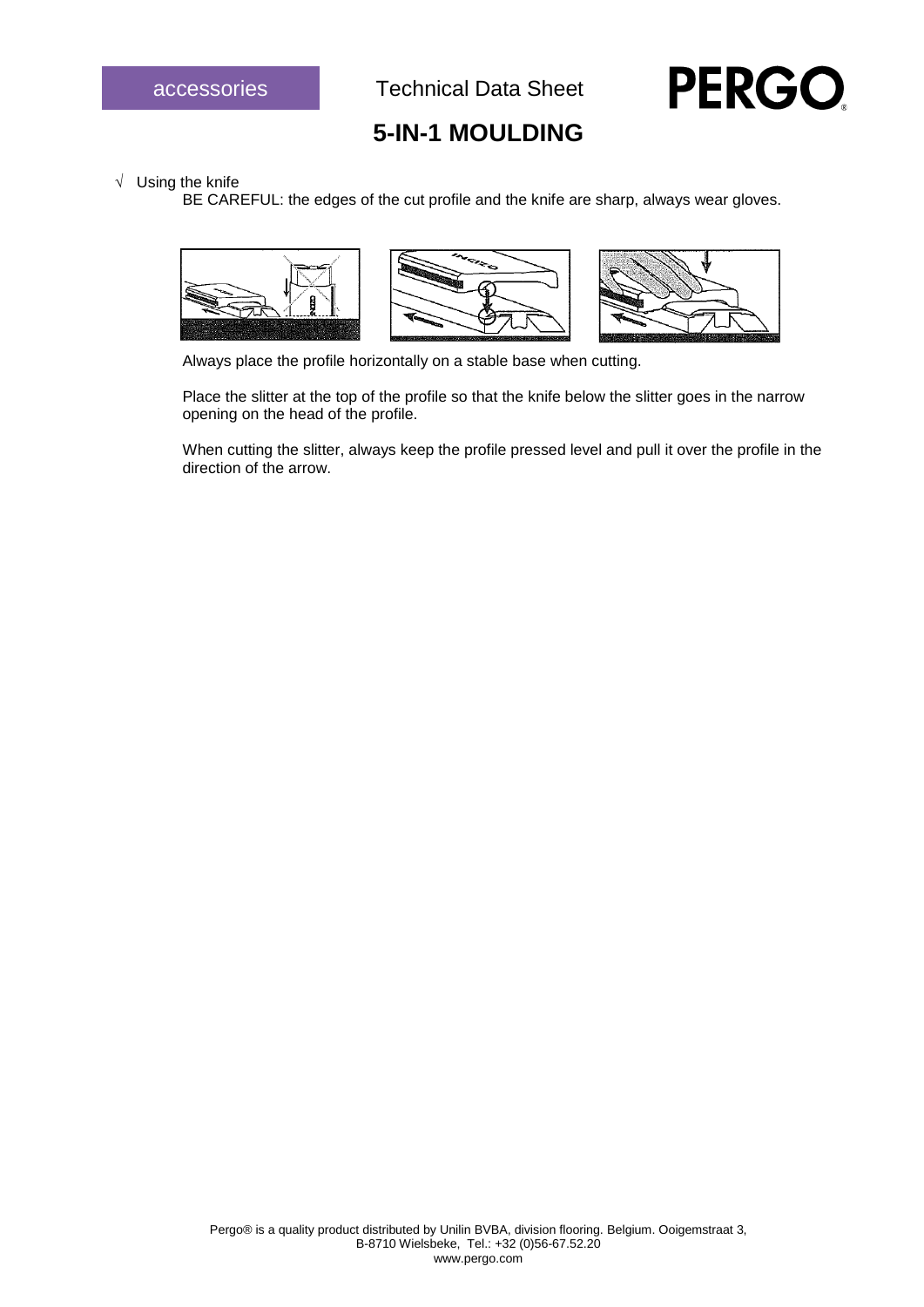accessories

Technical Data Sheet

# 5-IN-1 MOULDING

√ Using the knife

BE CAREFUL: the edges of the cut profile and the knife are sharp, always wear gloves.

Always place the profile horizontally on a stable base when cutting.

Place the slitter at the top of the profile so that the knife below the slitter goes in the narrow opening on the head of the profile.

When cutting the slitter, always keep the profile pressed level and pull it over the profile in the direction of the arrow.

Pergo® is a quality product distributed by Unilin BVBA, division flooring. Belgium. Ooigemstraat 3, B-8710 Wielsbeke, Tel.: +32 (0)56-67.52.20
www.pergo.com